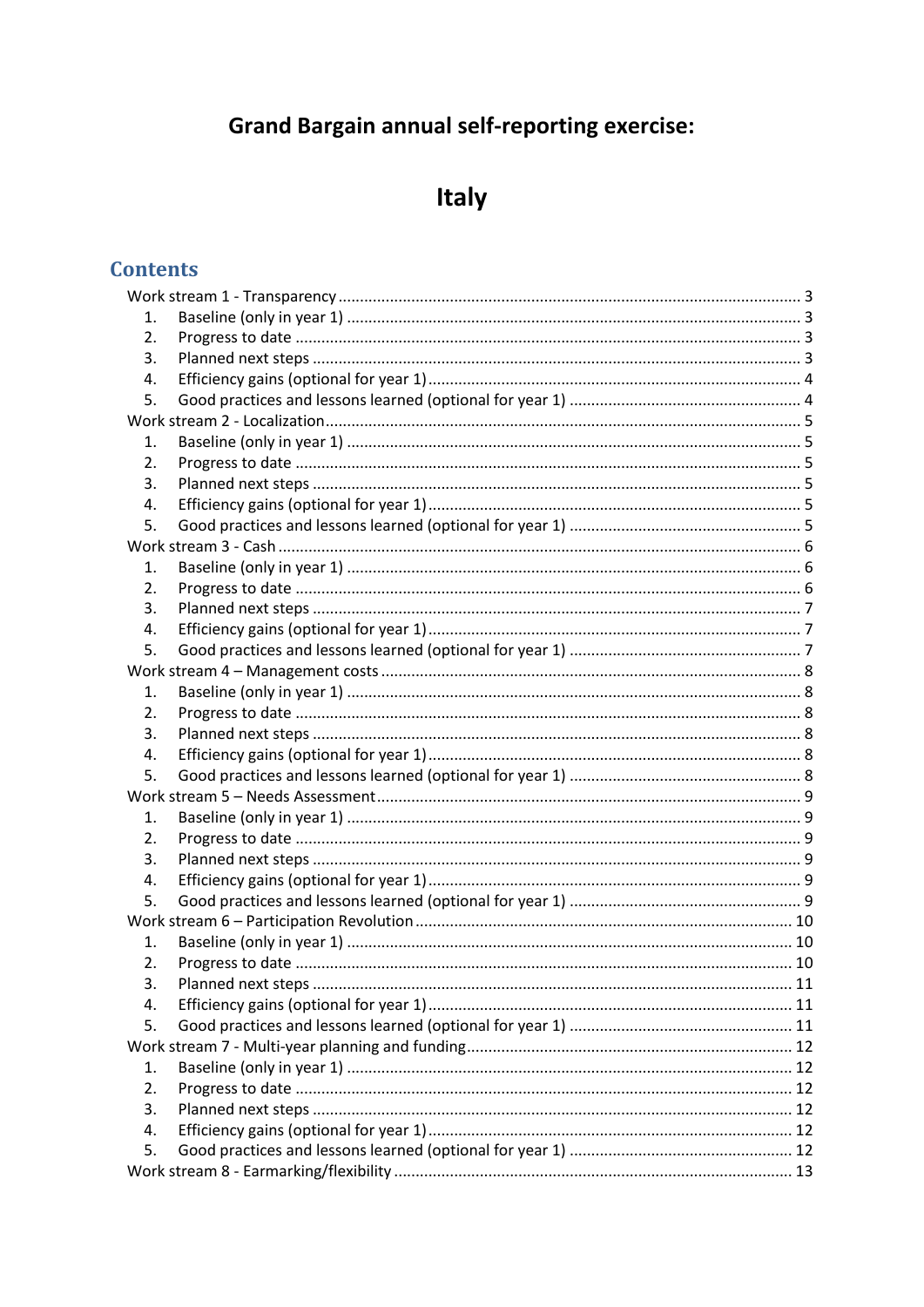# Grand Bargain annual self-reporting exercise:

# Italy

## Contents

- Work stream 1 - Transparency ... 3
  1. Baseline (only in year 1) ... 3
  2. Progress to date ... 3
  3. Planned next steps ... 3
  4. Efficiency gains (optional for year 1) ... 4
  5. Good practices and lessons learned (optional for year 1) ... 4
- Work stream 2 - Localization ... 5
  1. Baseline (only in year 1) ... 5
  2. Progress to date ... 5
  3. Planned next steps ... 5
  4. Efficiency gains (optional for year 1) ... 5
  5. Good practices and lessons learned (optional for year 1) ... 5
- Work stream 3 - Cash ... 6
  1. Baseline (only in year 1) ... 6
  2. Progress to date ... 6
  3. Planned next steps ... 7
  4. Efficiency gains (optional for year 1) ... 7
  5. Good practices and lessons learned (optional for year 1) ... 7
- Work stream 4 – Management costs ... 8
  1. Baseline (only in year 1) ... 8
  2. Progress to date ... 8
  3. Planned next steps ... 8
  4. Efficiency gains (optional for year 1) ... 8
  5. Good practices and lessons learned (optional for year 1) ... 8
- Work stream 5 – Needs Assessment ... 9
  1. Baseline (only in year 1) ... 9
  2. Progress to date ... 9
  3. Planned next steps ... 9
  4. Efficiency gains (optional for year 1) ... 9
  5. Good practices and lessons learned (optional for year 1) ... 9
- Work stream 6 – Participation Revolution ... 10
  1. Baseline (only in year 1) ... 10
  2. Progress to date ... 10
  3. Planned next steps ... 11
  4. Efficiency gains (optional for year 1) ... 11
  5. Good practices and lessons learned (optional for year 1) ... 11
- Work stream 7 - Multi-year planning and funding ... 12
  1. Baseline (only in year 1) ... 12
  2. Progress to date ... 12
  3. Planned next steps ... 12
  4. Efficiency gains (optional for year 1) ... 12
  5. Good practices and lessons learned (optional for year 1) ... 12
- Work stream 8 - Earmarking/flexibility ... 13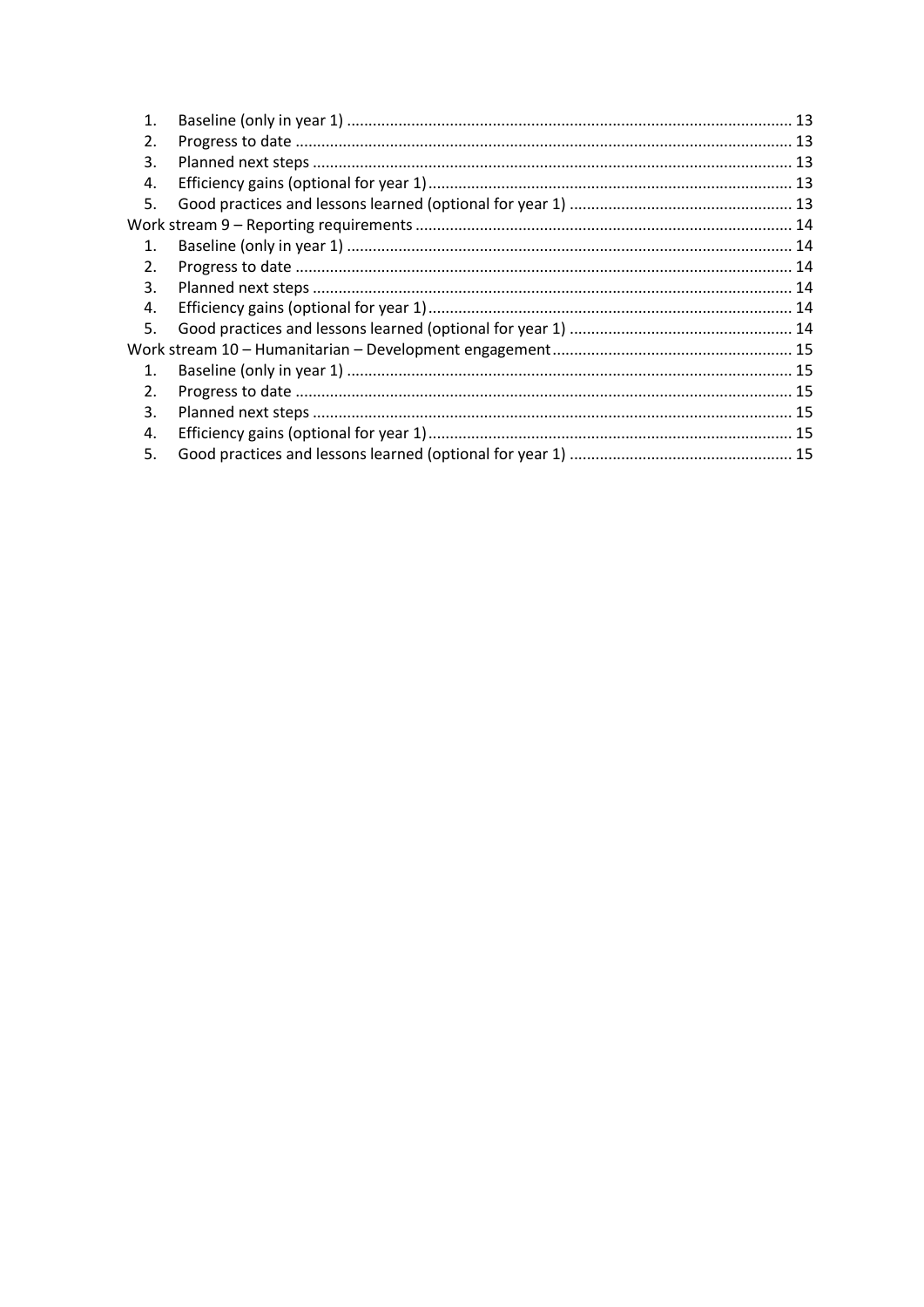1. Baseline (only in year 1) ........................................................................................................ 13
2. Progress to date .................................................................................................................... 13
3. Planned next steps ................................................................................................................ 13
4. Efficiency gains (optional for year 1) ..................................................................................... 13
5. Good practices and lessons learned (optional for year 1) ..................................................... 13

Work stream 9 – Reporting requirements ........................................................................................ 14

1. Baseline (only in year 1) ........................................................................................................ 14
2. Progress to date .................................................................................................................... 14
3. Planned next steps ................................................................................................................ 14
4. Efficiency gains (optional for year 1) ..................................................................................... 14
5. Good practices and lessons learned (optional for year 1) ..................................................... 14

Work stream 10 – Humanitarian – Development engagement ........................................................ 15

1. Baseline (only in year 1) ........................................................................................................ 15
2. Progress to date .................................................................................................................... 15
3. Planned next steps ................................................................................................................ 15
4. Efficiency gains (optional for year 1) ..................................................................................... 15
5. Good practices and lessons learned (optional for year 1) ..................................................... 15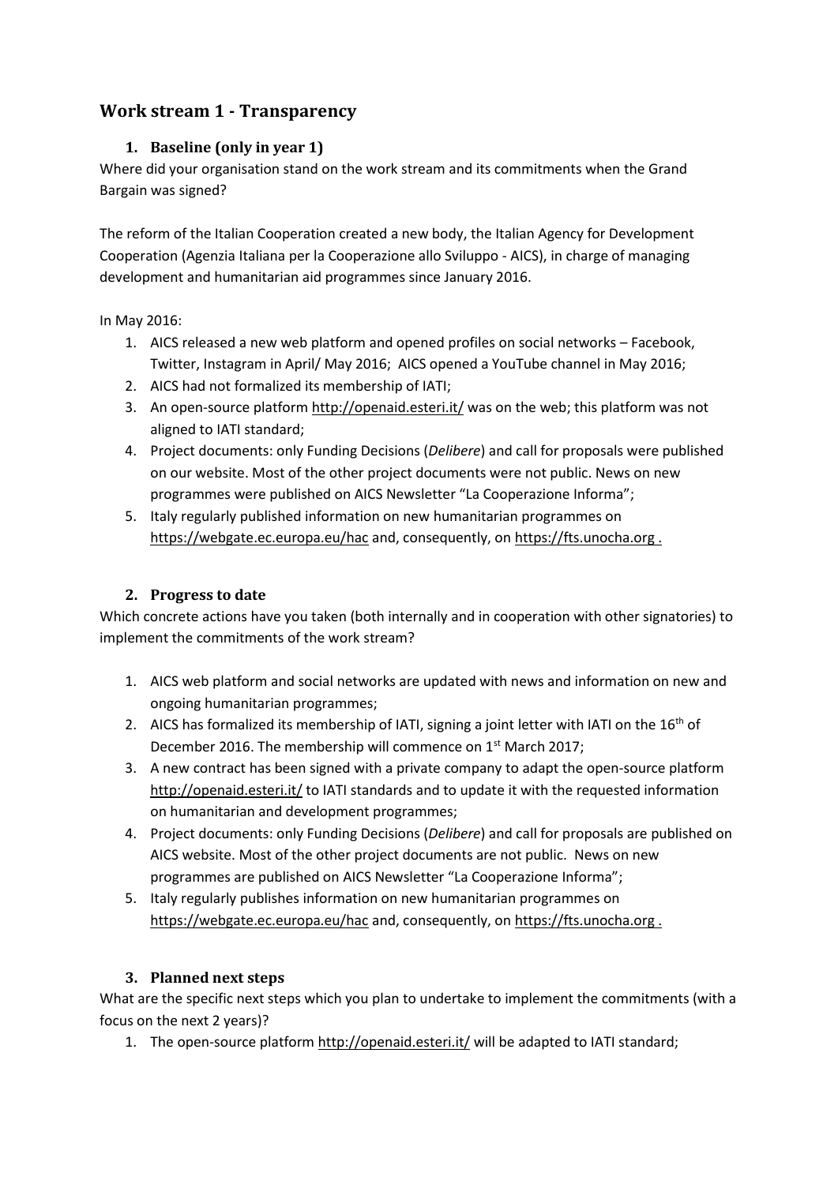## Work stream 1 - Transparency

### 1. Baseline (only in year 1)

Where did your organisation stand on the work stream and its commitments when the Grand Bargain was signed?

The reform of the Italian Cooperation created a new body, the Italian Agency for Development Cooperation (Agenzia Italiana per la Cooperazione allo Sviluppo - AICS), in charge of managing development and humanitarian aid programmes since January 2016.

In May 2016:

1. AICS released a new web platform and opened profiles on social networks – Facebook, Twitter, Instagram in April/ May 2016; AICS opened a YouTube channel in May 2016;
2. AICS had not formalized its membership of IATI;
3. An open-source platform http://openaid.esteri.it/ was on the web; this platform was not aligned to IATI standard;
4. Project documents: only Funding Decisions (*Delibere*) and call for proposals were published on our website. Most of the other project documents were not public. News on new programmes were published on AICS Newsletter "La Cooperazione Informa";
5. Italy regularly published information on new humanitarian programmes on https://webgate.ec.europa.eu/hac and, consequently, on https://fts.unocha.org .

### 2. Progress to date

Which concrete actions have you taken (both internally and in cooperation with other signatories) to implement the commitments of the work stream?

1. AICS web platform and social networks are updated with news and information on new and ongoing humanitarian programmes;
2. AICS has formalized its membership of IATI, signing a joint letter with IATI on the 16th of December 2016. The membership will commence on 1st March 2017;
3. A new contract has been signed with a private company to adapt the open-source platform http://openaid.esteri.it/ to IATI standards and to update it with the requested information on humanitarian and development programmes;
4. Project documents: only Funding Decisions (*Delibere*) and call for proposals are published on AICS website. Most of the other project documents are not public. News on new programmes are published on AICS Newsletter "La Cooperazione Informa";
5. Italy regularly publishes information on new humanitarian programmes on https://webgate.ec.europa.eu/hac and, consequently, on https://fts.unocha.org .

### 3. Planned next steps

What are the specific next steps which you plan to undertake to implement the commitments (with a focus on the next 2 years)?

1. The open-source platform http://openaid.esteri.it/ will be adapted to IATI standard;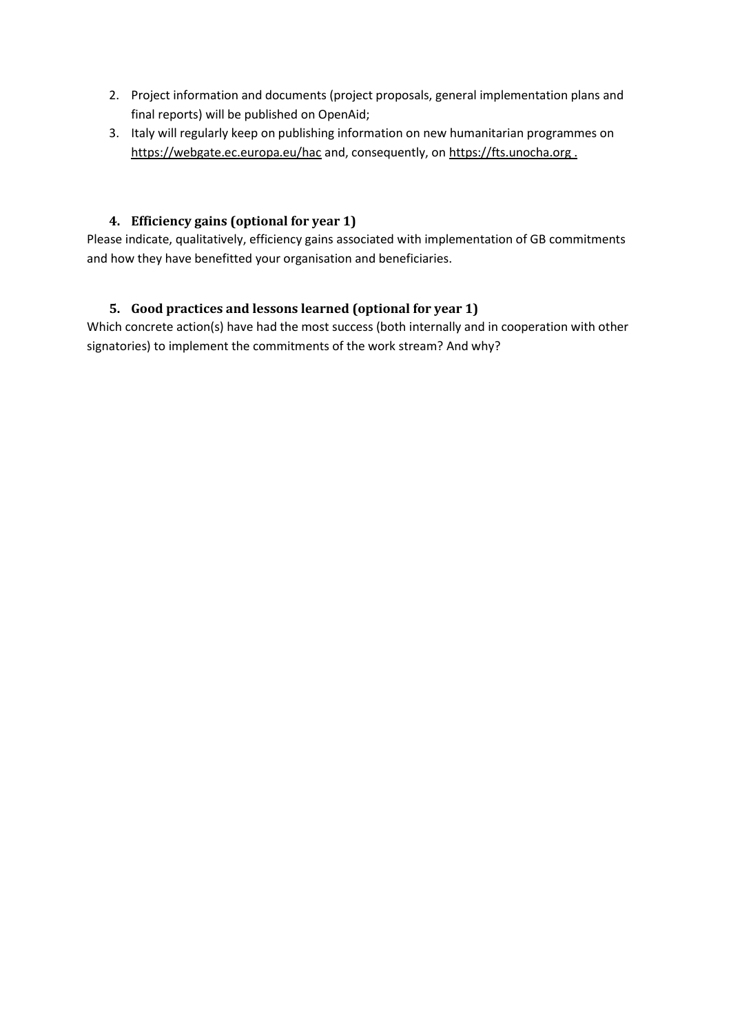2. Project information and documents (project proposals, general implementation plans and final reports) will be published on OpenAid;
3. Italy will regularly keep on publishing information on new humanitarian programmes on https://webgate.ec.europa.eu/hac and, consequently, on https://fts.unocha.org .

### 4. Efficiency gains (optional for year 1)

Please indicate, qualitatively, efficiency gains associated with implementation of GB commitments and how they have benefitted your organisation and beneficiaries.

### 5. Good practices and lessons learned (optional for year 1)

Which concrete action(s) have had the most success (both internally and in cooperation with other signatories) to implement the commitments of the work stream? And why?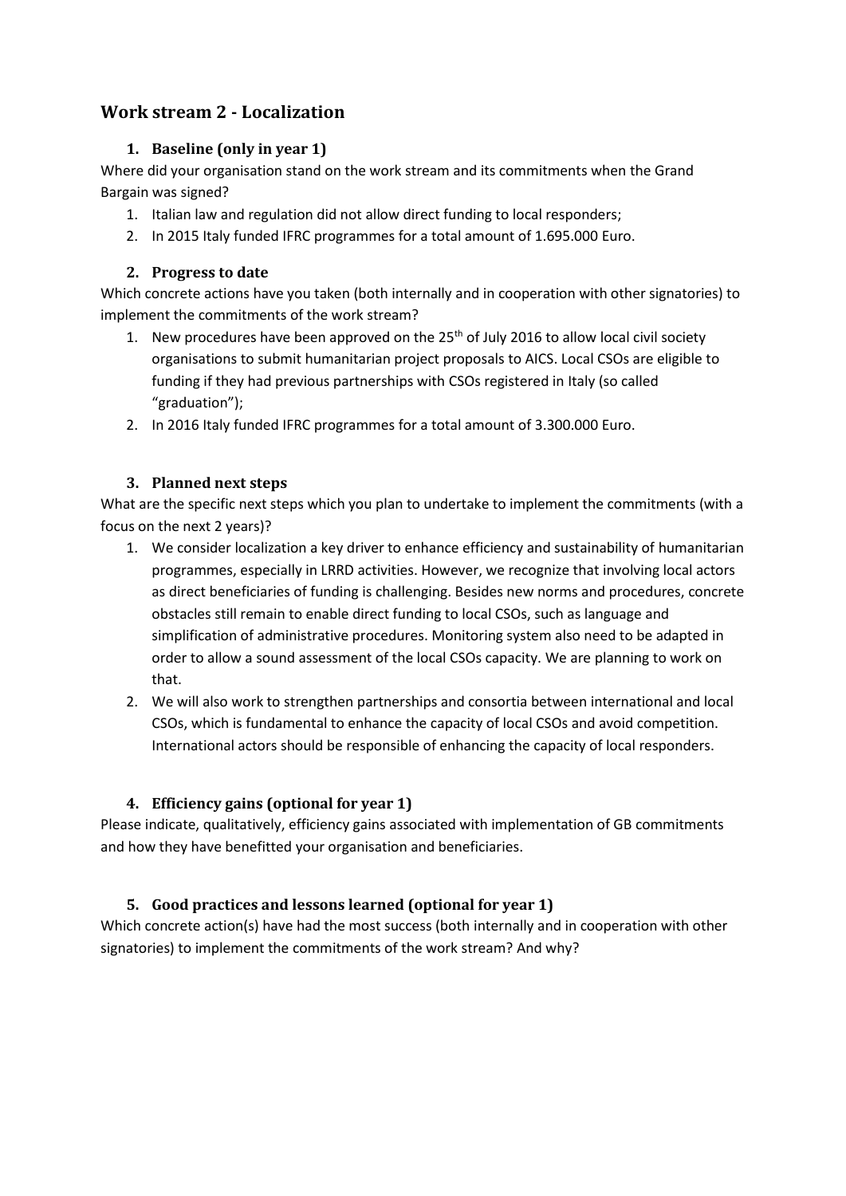## Work stream 2 - Localization

### 1. Baseline (only in year 1)

Where did your organisation stand on the work stream and its commitments when the Grand Bargain was signed?

1. Italian law and regulation did not allow direct funding to local responders;
2. In 2015 Italy funded IFRC programmes for a total amount of 1.695.000 Euro.

### 2. Progress to date

Which concrete actions have you taken (both internally and in cooperation with other signatories) to implement the commitments of the work stream?

1. New procedures have been approved on the 25th of July 2016 to allow local civil society organisations to submit humanitarian project proposals to AICS. Local CSOs are eligible to funding if they had previous partnerships with CSOs registered in Italy (so called "graduation");
2. In 2016 Italy funded IFRC programmes for a total amount of 3.300.000 Euro.

### 3. Planned next steps

What are the specific next steps which you plan to undertake to implement the commitments (with a focus on the next 2 years)?

1. We consider localization a key driver to enhance efficiency and sustainability of humanitarian programmes, especially in LRRD activities. However, we recognize that involving local actors as direct beneficiaries of funding is challenging. Besides new norms and procedures, concrete obstacles still remain to enable direct funding to local CSOs, such as language and simplification of administrative procedures. Monitoring system also need to be adapted in order to allow a sound assessment of the local CSOs capacity. We are planning to work on that.
2. We will also work to strengthen partnerships and consortia between international and local CSOs, which is fundamental to enhance the capacity of local CSOs and avoid competition. International actors should be responsible of enhancing the capacity of local responders.

### 4. Efficiency gains (optional for year 1)

Please indicate, qualitatively, efficiency gains associated with implementation of GB commitments and how they have benefitted your organisation and beneficiaries.

### 5. Good practices and lessons learned (optional for year 1)

Which concrete action(s) have had the most success (both internally and in cooperation with other signatories) to implement the commitments of the work stream? And why?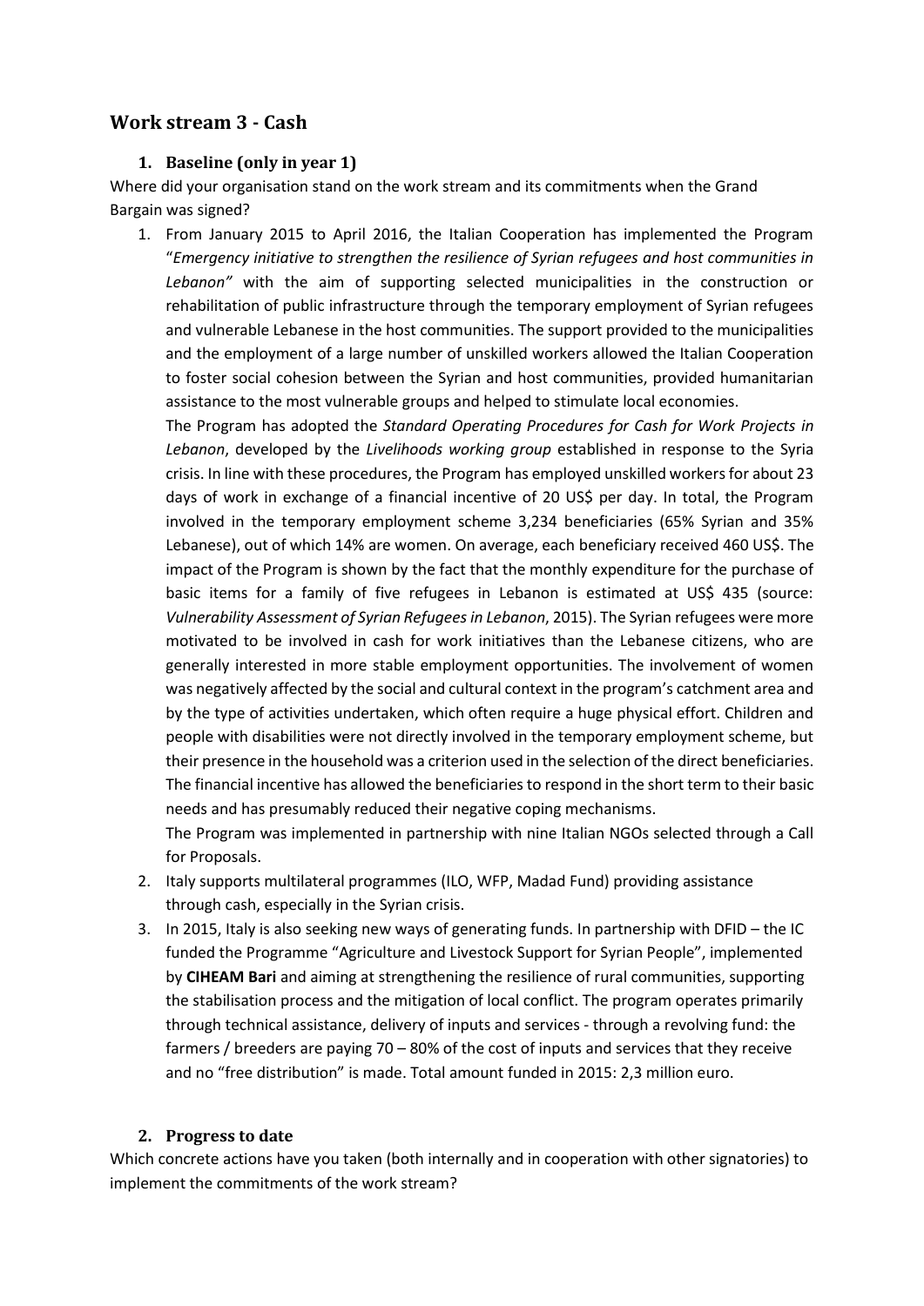## Work stream 3 - Cash

### 1. Baseline (only in year 1)

Where did your organisation stand on the work stream and its commitments when the Grand Bargain was signed?

1. From January 2015 to April 2016, the Italian Cooperation has implemented the Program "*Emergency initiative to strengthen the resilience of Syrian refugees and host communities in Lebanon"* with the aim of supporting selected municipalities in the construction or rehabilitation of public infrastructure through the temporary employment of Syrian refugees and vulnerable Lebanese in the host communities. The support provided to the municipalities and the employment of a large number of unskilled workers allowed the Italian Cooperation to foster social cohesion between the Syrian and host communities, provided humanitarian assistance to the most vulnerable groups and helped to stimulate local economies.

   The Program has adopted the *Standard Operating Procedures for Cash for Work Projects in Lebanon*, developed by the *Livelihoods working group* established in response to the Syria crisis. In line with these procedures, the Program has employed unskilled workers for about 23 days of work in exchange of a financial incentive of 20 US$ per day. In total, the Program involved in the temporary employment scheme 3,234 beneficiaries (65% Syrian and 35% Lebanese), out of which 14% are women. On average, each beneficiary received 460 US$. The impact of the Program is shown by the fact that the monthly expenditure for the purchase of basic items for a family of five refugees in Lebanon is estimated at US$ 435 (source: *Vulnerability Assessment of Syrian Refugees in Lebanon*, 2015). The Syrian refugees were more motivated to be involved in cash for work initiatives than the Lebanese citizens, who are generally interested in more stable employment opportunities. The involvement of women was negatively affected by the social and cultural context in the program's catchment area and by the type of activities undertaken, which often require a huge physical effort. Children and people with disabilities were not directly involved in the temporary employment scheme, but their presence in the household was a criterion used in the selection of the direct beneficiaries. The financial incentive has allowed the beneficiaries to respond in the short term to their basic needs and has presumably reduced their negative coping mechanisms.

   The Program was implemented in partnership with nine Italian NGOs selected through a Call for Proposals.

2. Italy supports multilateral programmes (ILO, WFP, Madad Fund) providing assistance through cash, especially in the Syrian crisis.

3. In 2015, Italy is also seeking new ways of generating funds. In partnership with DFID – the IC funded the Programme "Agriculture and Livestock Support for Syrian People", implemented by **CIHEAM Bari** and aiming at strengthening the resilience of rural communities, supporting the stabilisation process and the mitigation of local conflict. The program operates primarily through technical assistance, delivery of inputs and services - through a revolving fund: the farmers / breeders are paying 70 – 80% of the cost of inputs and services that they receive and no "free distribution" is made. Total amount funded in 2015: 2,3 million euro.

### 2. Progress to date

Which concrete actions have you taken (both internally and in cooperation with other signatories) to implement the commitments of the work stream?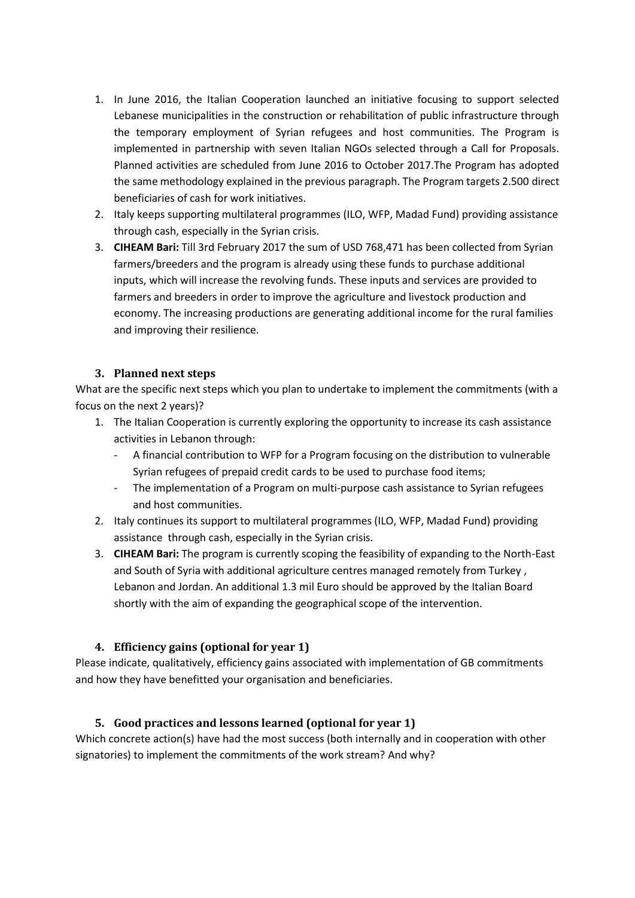1. In June 2016, the Italian Cooperation launched an initiative focusing to support selected Lebanese municipalities in the construction or rehabilitation of public infrastructure through the temporary employment of Syrian refugees and host communities. The Program is implemented in partnership with seven Italian NGOs selected through a Call for Proposals. Planned activities are scheduled from June 2016 to October 2017.The Program has adopted the same methodology explained in the previous paragraph. The Program targets 2.500 direct beneficiaries of cash for work initiatives.
2. Italy keeps supporting multilateral programmes (ILO, WFP, Madad Fund) providing assistance through cash, especially in the Syrian crisis.
3. **CIHEAM Bari:** Till 3rd February 2017 the sum of USD 768,471 has been collected from Syrian farmers/breeders and the program is already using these funds to purchase additional inputs, which will increase the revolving funds. These inputs and services are provided to farmers and breeders in order to improve the agriculture and livestock production and economy. The increasing productions are generating additional income for the rural families and improving their resilience.

### 3. Planned next steps

What are the specific next steps which you plan to undertake to implement the commitments (with a focus on the next 2 years)?

1. The Italian Cooperation is currently exploring the opportunity to increase its cash assistance activities in Lebanon through:
   - A financial contribution to WFP for a Program focusing on the distribution to vulnerable Syrian refugees of prepaid credit cards to be used to purchase food items;
   - The implementation of a Program on multi-purpose cash assistance to Syrian refugees and host communities.
2. Italy continues its support to multilateral programmes (ILO, WFP, Madad Fund) providing assistance through cash, especially in the Syrian crisis.
3. **CIHEAM Bari:** The program is currently scoping the feasibility of expanding to the North-East and South of Syria with additional agriculture centres managed remotely from Turkey , Lebanon and Jordan. An additional 1.3 mil Euro should be approved by the Italian Board shortly with the aim of expanding the geographical scope of the intervention.

### 4. Efficiency gains (optional for year 1)

Please indicate, qualitatively, efficiency gains associated with implementation of GB commitments and how they have benefitted your organisation and beneficiaries.

### 5. Good practices and lessons learned (optional for year 1)

Which concrete action(s) have had the most success (both internally and in cooperation with other signatories) to implement the commitments of the work stream? And why?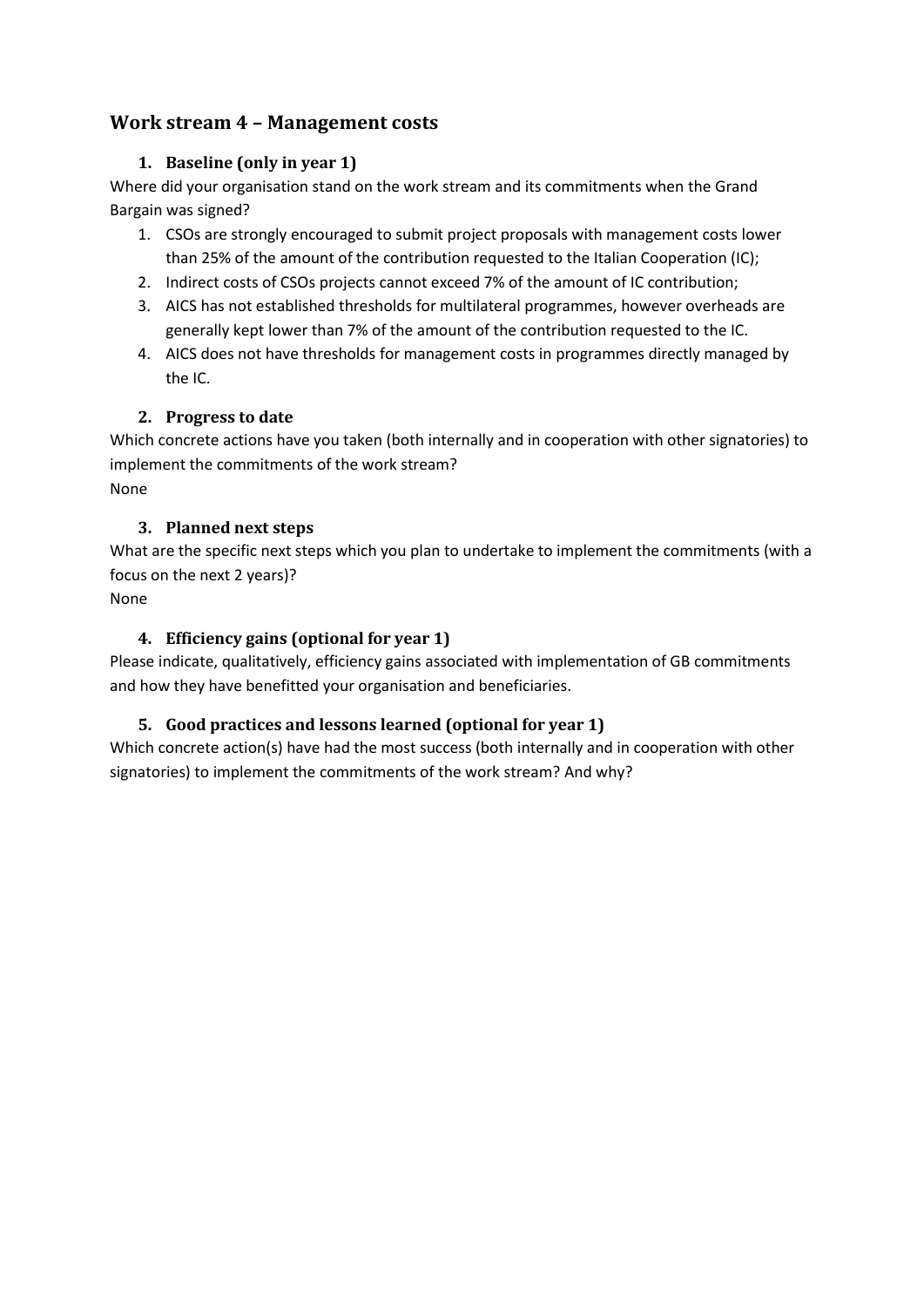## Work stream 4 – Management costs

### 1. Baseline (only in year 1)

Where did your organisation stand on the work stream and its commitments when the Grand Bargain was signed?

1. CSOs are strongly encouraged to submit project proposals with management costs lower than 25% of the amount of the contribution requested to the Italian Cooperation (IC);
2. Indirect costs of CSOs projects cannot exceed 7% of the amount of IC contribution;
3. AICS has not established thresholds for multilateral programmes, however overheads are generally kept lower than 7% of the amount of the contribution requested to the IC.
4. AICS does not have thresholds for management costs in programmes directly managed by the IC.

### 2. Progress to date

Which concrete actions have you taken (both internally and in cooperation with other signatories) to implement the commitments of the work stream?

None

### 3. Planned next steps

What are the specific next steps which you plan to undertake to implement the commitments (with a focus on the next 2 years)?

None

### 4. Efficiency gains (optional for year 1)

Please indicate, qualitatively, efficiency gains associated with implementation of GB commitments and how they have benefitted your organisation and beneficiaries.

### 5. Good practices and lessons learned (optional for year 1)

Which concrete action(s) have had the most success (both internally and in cooperation with other signatories) to implement the commitments of the work stream? And why?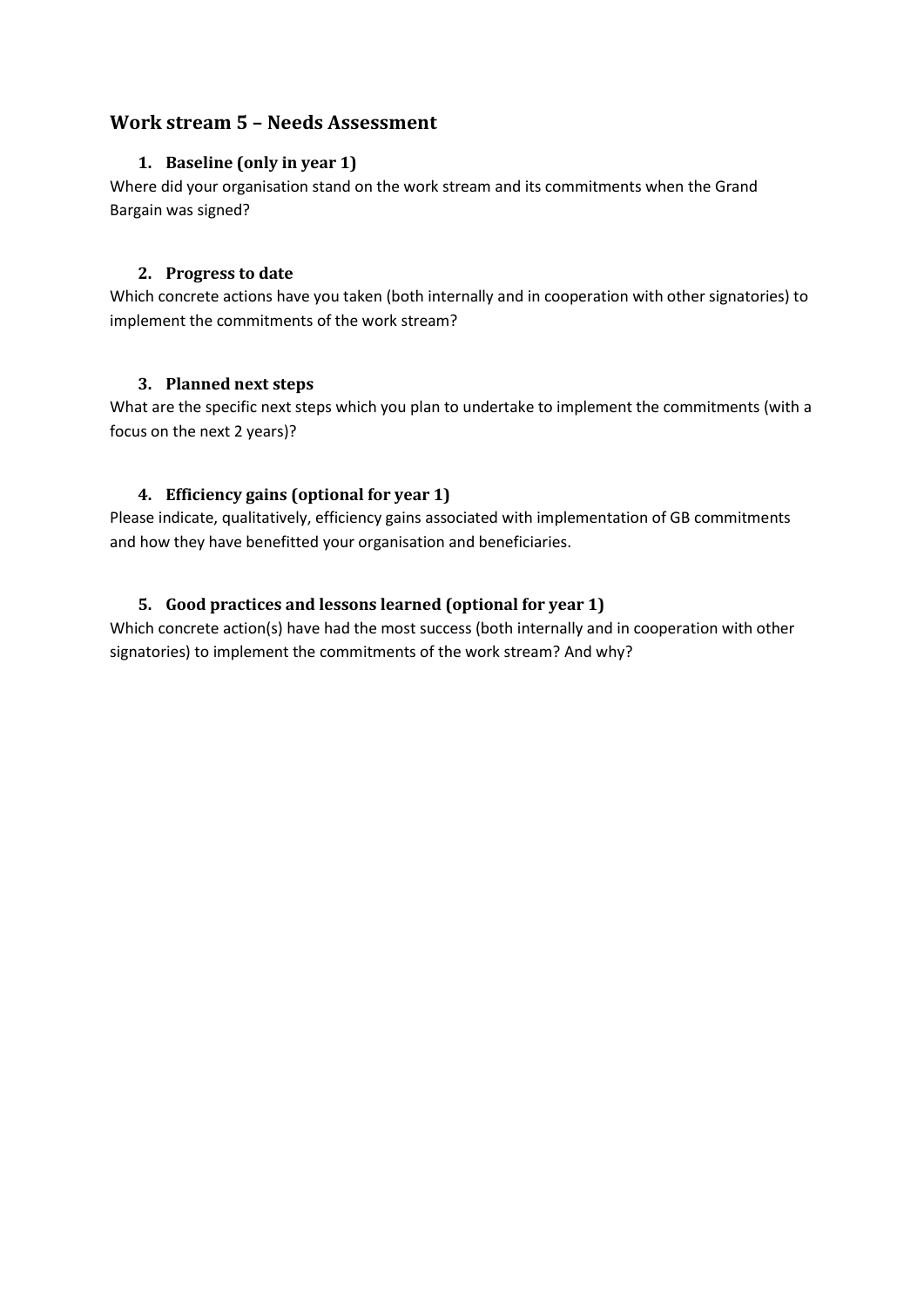## Work stream 5 – Needs Assessment

### 1. Baseline (only in year 1)

Where did your organisation stand on the work stream and its commitments when the Grand Bargain was signed?

### 2. Progress to date

Which concrete actions have you taken (both internally and in cooperation with other signatories) to implement the commitments of the work stream?

### 3. Planned next steps

What are the specific next steps which you plan to undertake to implement the commitments (with a focus on the next 2 years)?

### 4. Efficiency gains (optional for year 1)

Please indicate, qualitatively, efficiency gains associated with implementation of GB commitments and how they have benefitted your organisation and beneficiaries.

### 5. Good practices and lessons learned (optional for year 1)

Which concrete action(s) have had the most success (both internally and in cooperation with other signatories) to implement the commitments of the work stream? And why?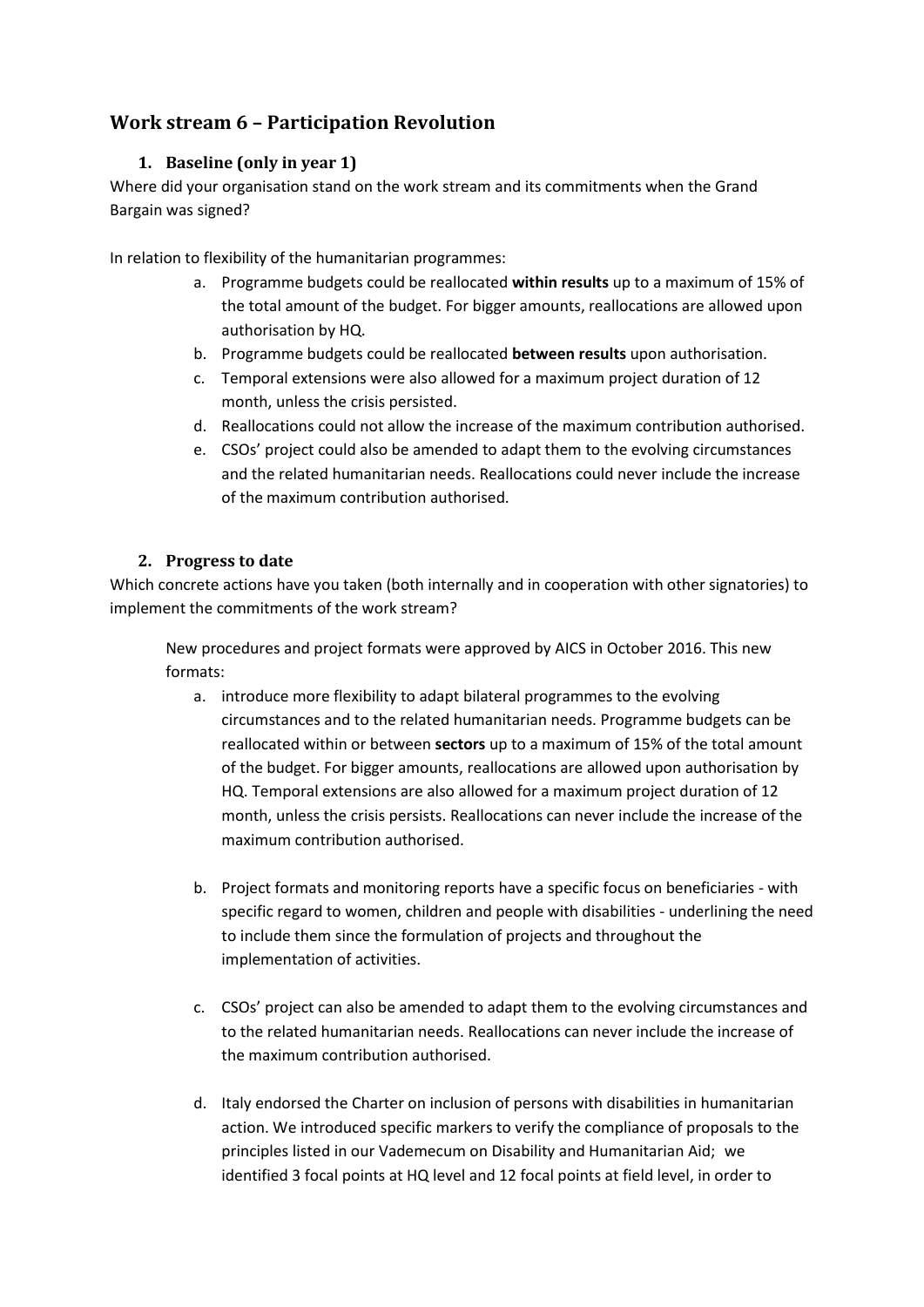## Work stream 6 – Participation Revolution

### 1. Baseline (only in year 1)

Where did your organisation stand on the work stream and its commitments when the Grand Bargain was signed?

In relation to flexibility of the humanitarian programmes:

a. Programme budgets could be reallocated **within results** up to a maximum of 15% of the total amount of the budget. For bigger amounts, reallocations are allowed upon authorisation by HQ.
b. Programme budgets could be reallocated **between results** upon authorisation.
c. Temporal extensions were also allowed for a maximum project duration of 12 month, unless the crisis persisted.
d. Reallocations could not allow the increase of the maximum contribution authorised.
e. CSOs' project could also be amended to adapt them to the evolving circumstances and the related humanitarian needs. Reallocations could never include the increase of the maximum contribution authorised.

### 2. Progress to date

Which concrete actions have you taken (both internally and in cooperation with other signatories) to implement the commitments of the work stream?

New procedures and project formats were approved by AICS in October 2016. This new formats:

a. introduce more flexibility to adapt bilateral programmes to the evolving circumstances and to the related humanitarian needs. Programme budgets can be reallocated within or between **sectors** up to a maximum of 15% of the total amount of the budget. For bigger amounts, reallocations are allowed upon authorisation by HQ. Temporal extensions are also allowed for a maximum project duration of 12 month, unless the crisis persists. Reallocations can never include the increase of the maximum contribution authorised.

b. Project formats and monitoring reports have a specific focus on beneficiaries - with specific regard to women, children and people with disabilities - underlining the need to include them since the formulation of projects and throughout the implementation of activities.

c. CSOs' project can also be amended to adapt them to the evolving circumstances and to the related humanitarian needs. Reallocations can never include the increase of the maximum contribution authorised.

d. Italy endorsed the Charter on inclusion of persons with disabilities in humanitarian action. We introduced specific markers to verify the compliance of proposals to the principles listed in our Vademecum on Disability and Humanitarian Aid; we identified 3 focal points at HQ level and 12 focal points at field level, in order to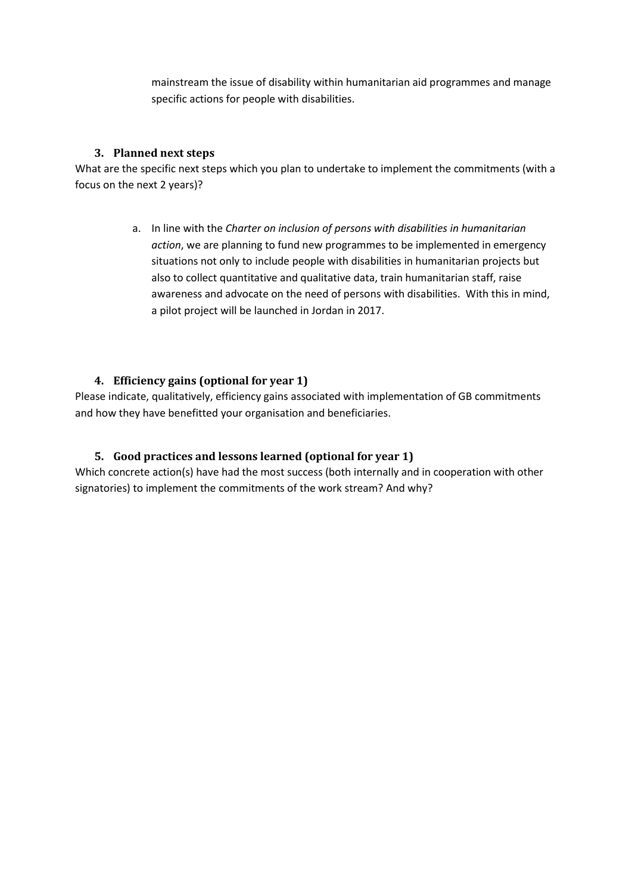mainstream the issue of disability within humanitarian aid programmes and manage specific actions for people with disabilities.

### 3. Planned next steps

What are the specific next steps which you plan to undertake to implement the commitments (with a focus on the next 2 years)?

a. In line with the *Charter on inclusion of persons with disabilities in humanitarian action*, we are planning to fund new programmes to be implemented in emergency situations not only to include people with disabilities in humanitarian projects but also to collect quantitative and qualitative data, train humanitarian staff, raise awareness and advocate on the need of persons with disabilities. With this in mind, a pilot project will be launched in Jordan in 2017.

### 4. Efficiency gains (optional for year 1)

Please indicate, qualitatively, efficiency gains associated with implementation of GB commitments and how they have benefitted your organisation and beneficiaries.

### 5. Good practices and lessons learned (optional for year 1)

Which concrete action(s) have had the most success (both internally and in cooperation with other signatories) to implement the commitments of the work stream? And why?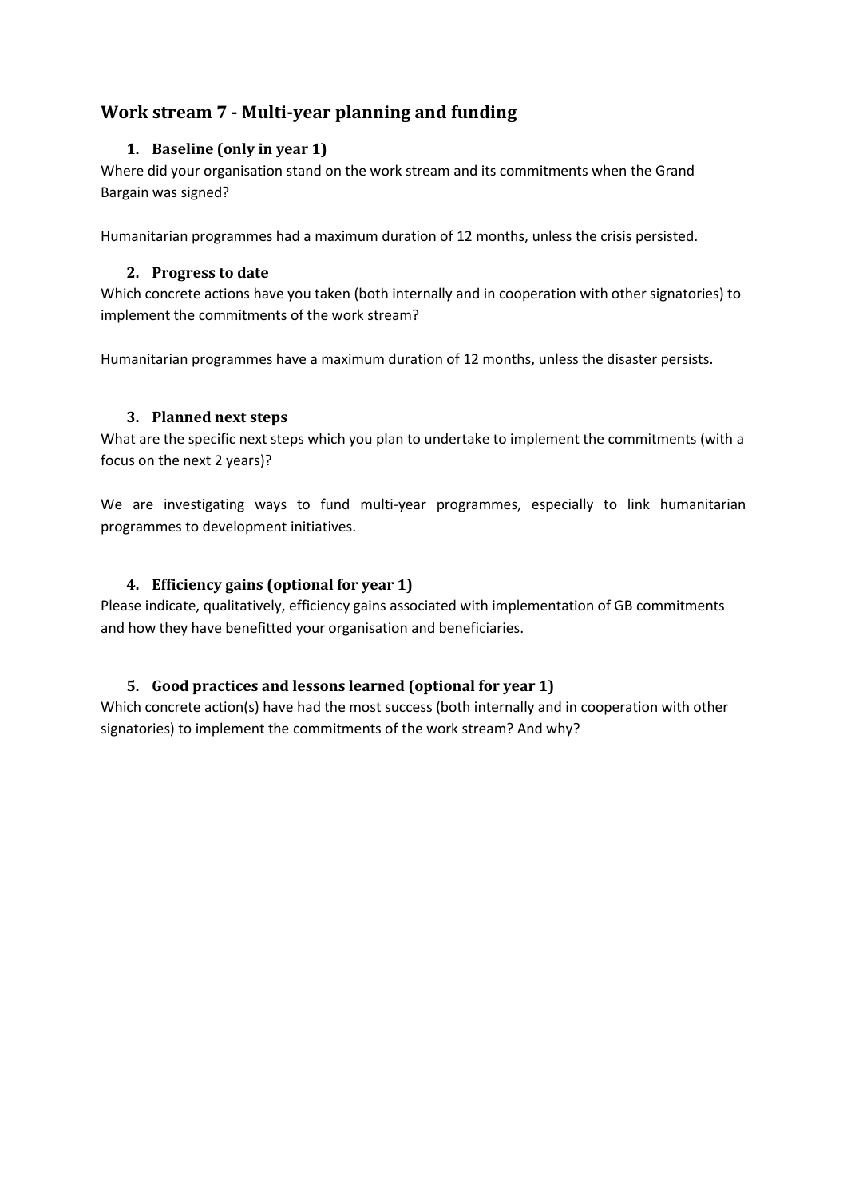## Work stream 7 - Multi-year planning and funding

### 1. Baseline (only in year 1)

Where did your organisation stand on the work stream and its commitments when the Grand Bargain was signed?

Humanitarian programmes had a maximum duration of 12 months, unless the crisis persisted.

### 2. Progress to date

Which concrete actions have you taken (both internally and in cooperation with other signatories) to implement the commitments of the work stream?

Humanitarian programmes have a maximum duration of 12 months, unless the disaster persists.

### 3. Planned next steps

What are the specific next steps which you plan to undertake to implement the commitments (with a focus on the next 2 years)?

We are investigating ways to fund multi-year programmes, especially to link humanitarian programmes to development initiatives.

### 4. Efficiency gains (optional for year 1)

Please indicate, qualitatively, efficiency gains associated with implementation of GB commitments and how they have benefitted your organisation and beneficiaries.

### 5. Good practices and lessons learned (optional for year 1)

Which concrete action(s) have had the most success (both internally and in cooperation with other signatories) to implement the commitments of the work stream? And why?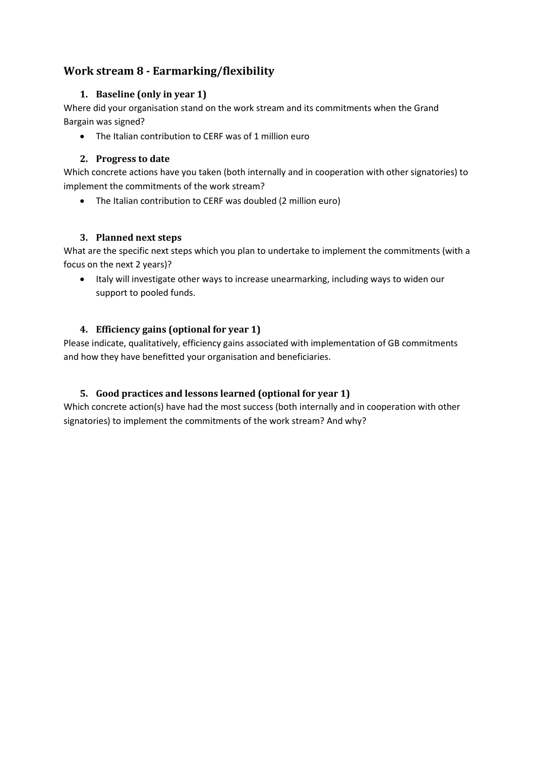## Work stream 8 - Earmarking/flexibility

### 1. Baseline (only in year 1)

Where did your organisation stand on the work stream and its commitments when the Grand Bargain was signed?

- The Italian contribution to CERF was of 1 million euro

### 2. Progress to date

Which concrete actions have you taken (both internally and in cooperation with other signatories) to implement the commitments of the work stream?

- The Italian contribution to CERF was doubled (2 million euro)

### 3. Planned next steps

What are the specific next steps which you plan to undertake to implement the commitments (with a focus on the next 2 years)?

- Italy will investigate other ways to increase unearmarking, including ways to widen our support to pooled funds.

### 4. Efficiency gains (optional for year 1)

Please indicate, qualitatively, efficiency gains associated with implementation of GB commitments and how they have benefitted your organisation and beneficiaries.

### 5. Good practices and lessons learned (optional for year 1)

Which concrete action(s) have had the most success (both internally and in cooperation with other signatories) to implement the commitments of the work stream? And why?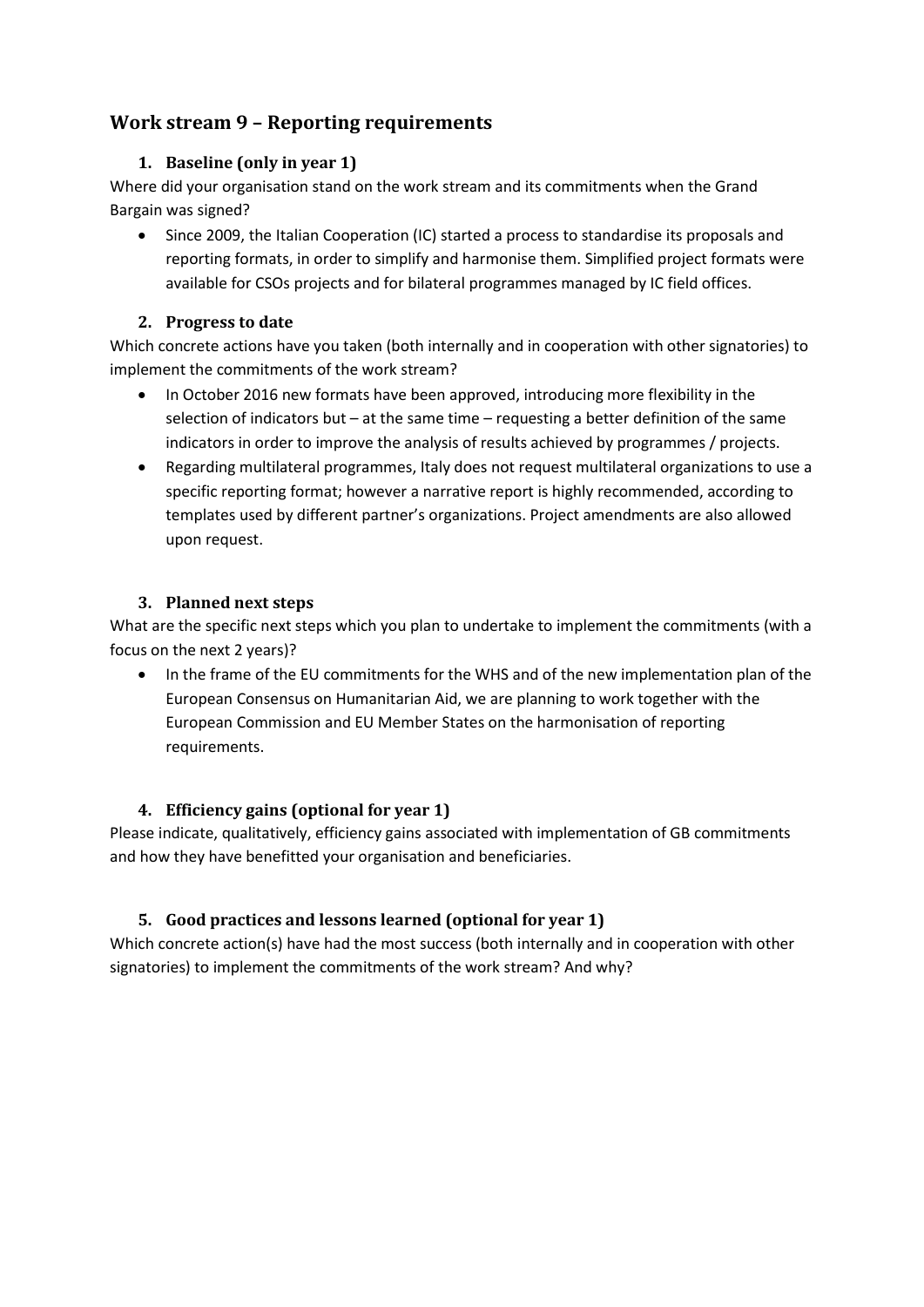## Work stream 9 – Reporting requirements

### 1. Baseline (only in year 1)

Where did your organisation stand on the work stream and its commitments when the Grand Bargain was signed?

- Since 2009, the Italian Cooperation (IC) started a process to standardise its proposals and reporting formats, in order to simplify and harmonise them. Simplified project formats were available for CSOs projects and for bilateral programmes managed by IC field offices.

### 2. Progress to date

Which concrete actions have you taken (both internally and in cooperation with other signatories) to implement the commitments of the work stream?

- In October 2016 new formats have been approved, introducing more flexibility in the selection of indicators but – at the same time – requesting a better definition of the same indicators in order to improve the analysis of results achieved by programmes / projects.
- Regarding multilateral programmes, Italy does not request multilateral organizations to use a specific reporting format; however a narrative report is highly recommended, according to templates used by different partner's organizations. Project amendments are also allowed upon request.

### 3. Planned next steps

What are the specific next steps which you plan to undertake to implement the commitments (with a focus on the next 2 years)?

- In the frame of the EU commitments for the WHS and of the new implementation plan of the European Consensus on Humanitarian Aid, we are planning to work together with the European Commission and EU Member States on the harmonisation of reporting requirements.

### 4. Efficiency gains (optional for year 1)

Please indicate, qualitatively, efficiency gains associated with implementation of GB commitments and how they have benefitted your organisation and beneficiaries.

### 5. Good practices and lessons learned (optional for year 1)

Which concrete action(s) have had the most success (both internally and in cooperation with other signatories) to implement the commitments of the work stream? And why?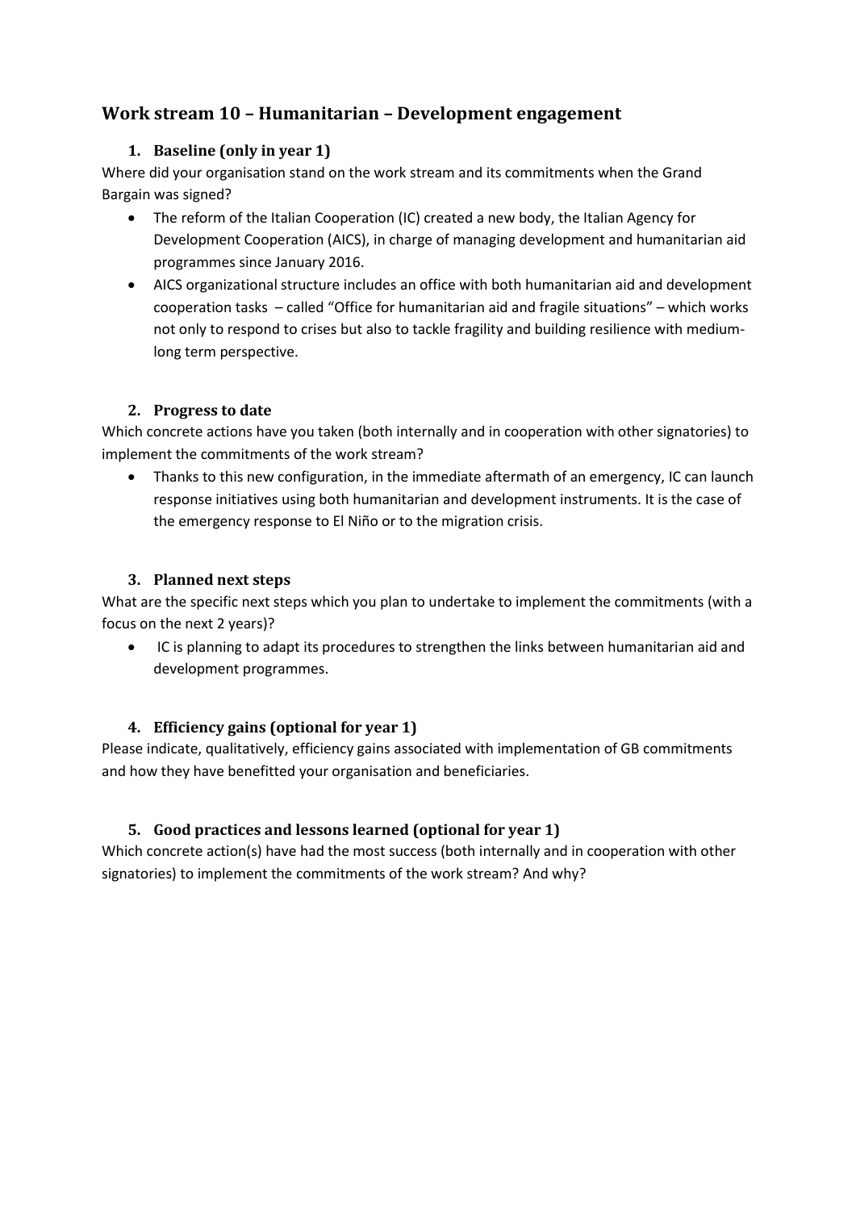## Work stream 10 – Humanitarian – Development engagement

### 1. Baseline (only in year 1)

Where did your organisation stand on the work stream and its commitments when the Grand Bargain was signed?

- The reform of the Italian Cooperation (IC) created a new body, the Italian Agency for Development Cooperation (AICS), in charge of managing development and humanitarian aid programmes since January 2016.
- AICS organizational structure includes an office with both humanitarian aid and development cooperation tasks – called "Office for humanitarian aid and fragile situations" – which works not only to respond to crises but also to tackle fragility and building resilience with medium-long term perspective.

### 2. Progress to date

Which concrete actions have you taken (both internally and in cooperation with other signatories) to implement the commitments of the work stream?

- Thanks to this new configuration, in the immediate aftermath of an emergency, IC can launch response initiatives using both humanitarian and development instruments. It is the case of the emergency response to El Niño or to the migration crisis.

### 3. Planned next steps

What are the specific next steps which you plan to undertake to implement the commitments (with a focus on the next 2 years)?

- IC is planning to adapt its procedures to strengthen the links between humanitarian aid and development programmes.

### 4. Efficiency gains (optional for year 1)

Please indicate, qualitatively, efficiency gains associated with implementation of GB commitments and how they have benefitted your organisation and beneficiaries.

### 5. Good practices and lessons learned (optional for year 1)

Which concrete action(s) have had the most success (both internally and in cooperation with other signatories) to implement the commitments of the work stream? And why?